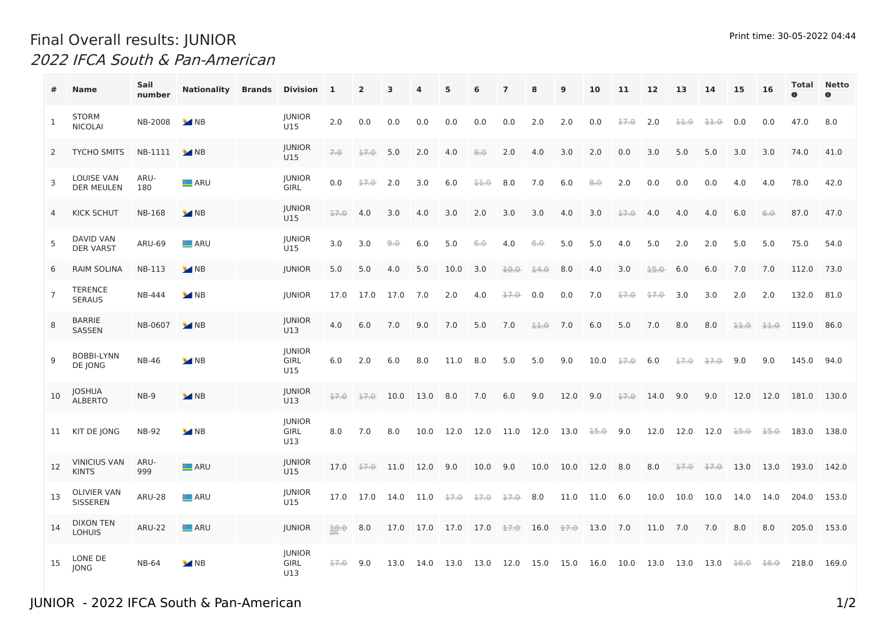# Final Overall results: JUNIOR

*2022 IFCA South & Pan-American*

Print time: 30-05-2022 04:44

| # | Name | Sail number | Nationality | Brands | Division | 1 | 2 | 3 | 4 | 5 | 6 | 7 | 8 | 9 | 10 | 11 | 12 | 13 | 14 | 15 | 16 | Total | Netto |
|---|---|---|---|---|---|---|---|---|---|---|---|---|---|---|---|---|---|---|---|---|---|---|---|
| 1 | STORM NICOLAI | NB-2008 | NB | | JUNIOR U15 | 2.0 | 0.0 | 0.0 | 0.0 | 0.0 | 0.0 | 0.0 | 2.0 | 2.0 | 0.0 | ~~17.0~~ | 2.0 | ~~11.0~~ | ~~11.0~~ | 0.0 | 0.0 | 47.0 | 8.0 |
| 2 | TYCHO SMITS | NB-1111 | NB | | JUNIOR U15 | ~~7.0~~ | ~~17.0~~ | 5.0 | 2.0 | 4.0 | ~~9.0~~ | 2.0 | 4.0 | 3.0 | 2.0 | 0.0 | 3.0 | 5.0 | 5.0 | 3.0 | 3.0 | 74.0 | 41.0 |
| 3 | LOUISE VAN DER MEULEN | ARU-180 | ARU | | JUNIOR GIRL | 0.0 | ~~17.0~~ | 2.0 | 3.0 | 6.0 | ~~11.0~~ | 8.0 | 7.0 | 6.0 | ~~8.0~~ | 2.0 | 0.0 | 0.0 | 0.0 | 4.0 | 4.0 | 78.0 | 42.0 |
| 4 | KICK SCHUT | NB-168 | NB | | JUNIOR U15 | ~~17.0~~ | 4.0 | 3.0 | 4.0 | 3.0 | 2.0 | 3.0 | 3.0 | 4.0 | 3.0 | ~~17.0~~ | 4.0 | 4.0 | 4.0 | 6.0 | ~~6.0~~ | 87.0 | 47.0 |
| 5 | DAVID VAN DER VARST | ARU-69 | ARU | | JUNIOR U15 | 3.0 | 3.0 | ~~9.0~~ | 6.0 | 5.0 | ~~6.0~~ | 4.0 | ~~6.0~~ | 5.0 | 5.0 | 4.0 | 5.0 | 2.0 | 2.0 | 5.0 | 5.0 | 75.0 | 54.0 |
| 6 | RAIM SOLINA | NB-113 | NB | | JUNIOR | 5.0 | 5.0 | 4.0 | 5.0 | 10.0 | 3.0 | ~~10.0~~ | ~~14.0~~ | 8.0 | 4.0 | 3.0 | ~~15.0~~ | 6.0 | 6.0 | 7.0 | 7.0 | 112.0 | 73.0 |
| 7 | TERENCE SERAUS | NB-444 | NB | | JUNIOR | 17.0 | 17.0 | 17.0 | 7.0 | 2.0 | 4.0 | ~~17.0~~ | 0.0 | 0.0 | 7.0 | ~~17.0~~ | ~~17.0~~ | 3.0 | 3.0 | 2.0 | 2.0 | 132.0 | 81.0 |
| 8 | BARRIE SASSEN | NB-0607 | NB | | JUNIOR U13 | 4.0 | 6.0 | 7.0 | 9.0 | 7.0 | 5.0 | 7.0 | ~~11.0~~ | 7.0 | 6.0 | 5.0 | 7.0 | 8.0 | 8.0 | ~~11.0~~ | ~~11.0~~ | 119.0 | 86.0 |
| 9 | BOBBI-LYNN DE JONG | NB-46 | NB | | JUNIOR GIRL U15 | 6.0 | 2.0 | 6.0 | 8.0 | 11.0 | 8.0 | 5.0 | 5.0 | 9.0 | 10.0 | ~~17.0~~ | 6.0 | ~~17.0~~ | ~~17.0~~ | 9.0 | 9.0 | 145.0 | 94.0 |
| 10 | JOSHUA ALBERTO | NB-9 | NB | | JUNIOR U13 | ~~17.0~~ | ~~17.0~~ | 10.0 | 13.0 | 8.0 | 7.0 | 6.0 | 9.0 | 12.0 | 9.0 | ~~17.0~~ | 14.0 | 9.0 | 9.0 | 12.0 | 12.0 | 181.0 | 130.0 |
| 11 | KIT DE JONG | NB-92 | NB | | JUNIOR GIRL U13 | 8.0 | 7.0 | 8.0 | 10.0 | 12.0 | 12.0 | 11.0 | 12.0 | 13.0 | ~~15.0~~ | 9.0 | 12.0 | 12.0 | 12.0 | ~~15.0~~ | ~~15.0~~ | 183.0 | 138.0 |
| 12 | VINICIUS VAN KINTS | ARU-999 | ARU | | JUNIOR U15 | 17.0 | ~~17.0~~ | 11.0 | 12.0 | 9.0 | 10.0 | 9.0 | 10.0 | 10.0 | 12.0 | 8.0 | 8.0 | ~~17.0~~ | ~~17.0~~ | 13.0 | 13.0 | 193.0 | 142.0 |
| 13 | OLIVIER VAN SISSEREN | ARU-28 | ARU | | JUNIOR U15 | 17.0 | 17.0 | 14.0 | 11.0 | ~~17.0~~ | ~~17.0~~ | ~~17.0~~ | 8.0 | 11.0 | 11.0 | 6.0 | 10.0 | 10.0 | 10.0 | 14.0 | 14.0 | 204.0 | 153.0 |
| 14 | DIXON TEN LOHUIS | ARU-22 | ARU | | JUNIOR | ~~18.0 DR~~ | 8.0 | 17.0 | 17.0 | 17.0 | 17.0 | ~~17.0~~ | 16.0 | ~~17.0~~ | 13.0 | 7.0 | 11.0 | 7.0 | 7.0 | 8.0 | 8.0 | 205.0 | 153.0 |
| 15 | LONE DE JONG | NB-64 | NB | | JUNIOR GIRL U13 | ~~17.0~~ | 9.0 | 13.0 | 14.0 | 13.0 | 13.0 | 12.0 | 15.0 | 15.0 | 16.0 | 10.0 | 13.0 | 13.0 | 13.0 | ~~16.0~~ | ~~16.0~~ | 218.0 | 169.0 |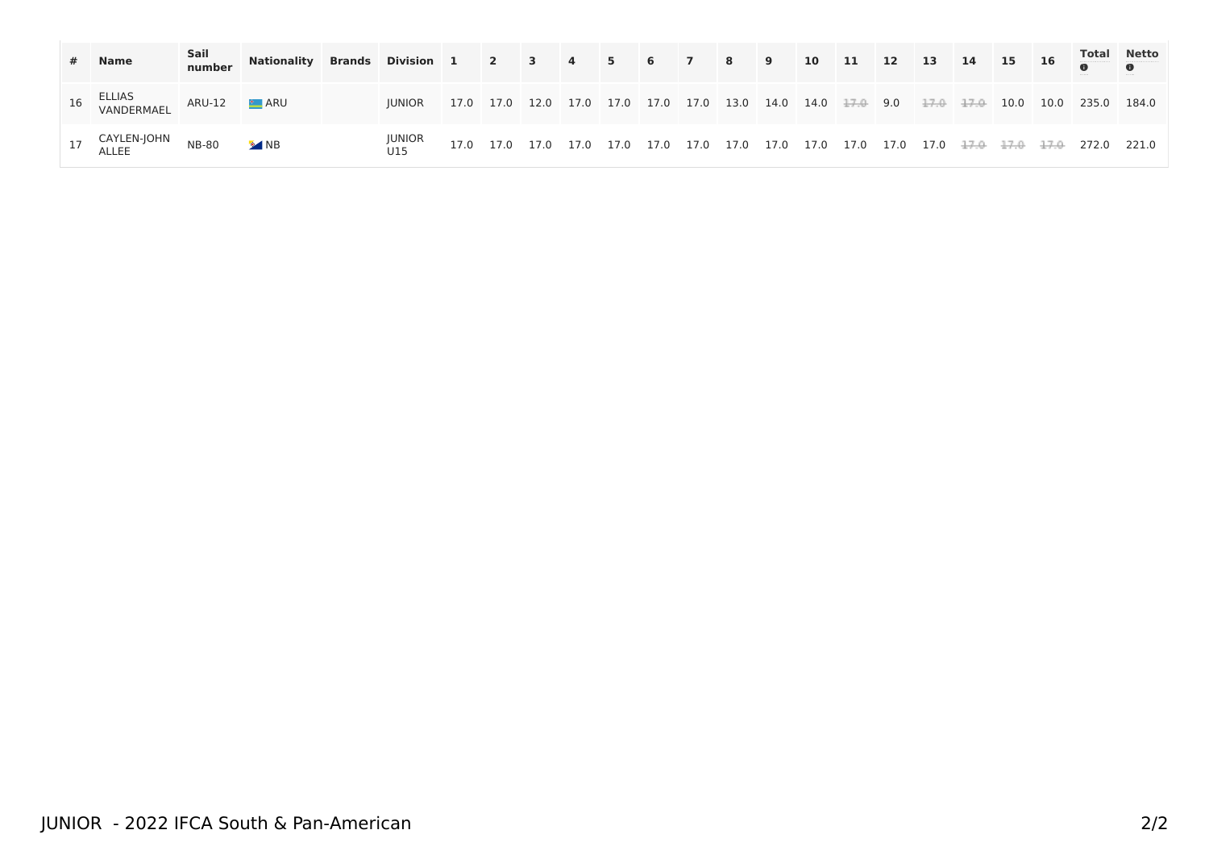| # | Name | Sail number | Nationality | Brands | Division | 1 | 2 | 3 | 4 | 5 | 6 | 7 | 8 | 9 | 10 | 11 | 12 | 13 | 14 | 15 | 16 | Total | Netto |
|---|---|---|---|---|---|---|---|---|---|---|---|---|---|---|---|---|---|---|---|---|---|---|---|
| 16 | ELLIAS VANDERMAEL | ARU-12 | ARU | | JUNIOR | 17.0 | 17.0 | 12.0 | 17.0 | 17.0 | 17.0 | 17.0 | 13.0 | 14.0 | 14.0 | ~~17.0~~ | 9.0 | ~~17.0~~ | ~~17.0~~ | 10.0 | 10.0 | 235.0 | 184.0 |
| 17 | CAYLEN-JOHN ALLEE | NB-80 | NB | | JUNIOR U15 | 17.0 | 17.0 | 17.0 | 17.0 | 17.0 | 17.0 | 17.0 | 17.0 | 17.0 | 17.0 | 17.0 | 17.0 | 17.0 | ~~17.0~~ | ~~17.0~~ | ~~17.0~~ | 272.0 | 221.0 |

JUNIOR - 2022 IFCA South & Pan-American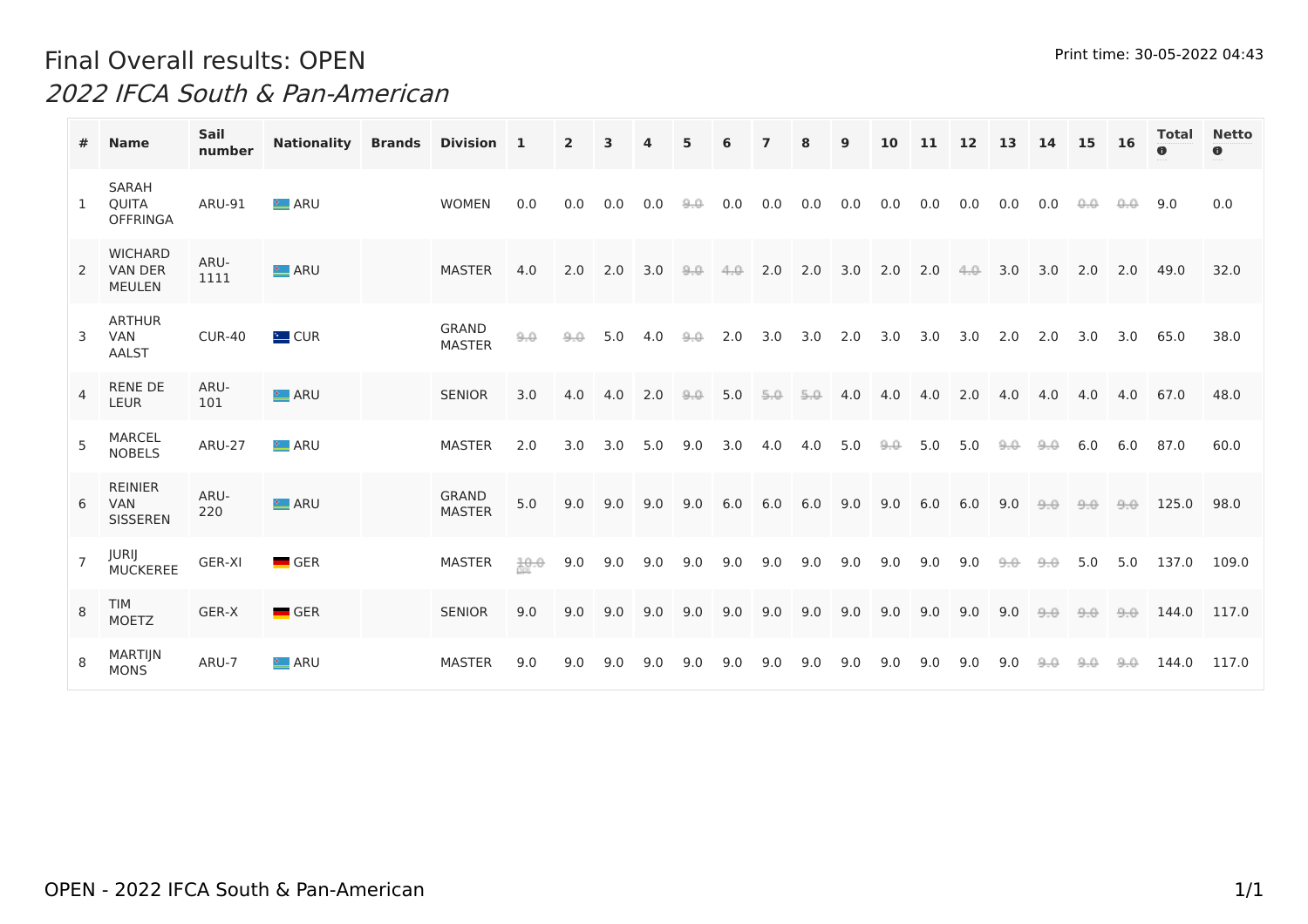# Final Overall results: OPEN

*2022 IFCA South & Pan-American*

Print time: 30-05-2022 04:43

| # | Name | Sail number | Nationality | Brands | Division | 1 | 2 | 3 | 4 | 5 | 6 | 7 | 8 | 9 | 10 | 11 | 12 | 13 | 14 | 15 | 16 | Total | Netto |
|---|---|---|---|---|---|---|---|---|---|---|---|---|---|---|---|---|---|---|---|---|---|---|---|
| 1 | SARAH QUITA OFFRINGA | ARU-91 | ARU | | WOMEN | 0.0 | 0.0 | 0.0 | 0.0 | ~~9.0~~ | 0.0 | 0.0 | 0.0 | 0.0 | 0.0 | 0.0 | 0.0 | 0.0 | 0.0 | ~~0.0~~ | ~~0.0~~ | 9.0 | 0.0 |
| 2 | WICHARD VAN DER MEULEN | ARU-1111 | ARU | | MASTER | 4.0 | 2.0 | 2.0 | 3.0 | ~~9.0~~ | ~~4.0~~ | 2.0 | 2.0 | 3.0 | 2.0 | 2.0 | ~~4.0~~ | 3.0 | 3.0 | 2.0 | 2.0 | 49.0 | 32.0 |
| 3 | ARTHUR VAN AALST | CUR-40 | CUR | | GRAND MASTER | ~~9.0~~ | ~~9.0~~ | 5.0 | 4.0 | ~~9.0~~ | 2.0 | 3.0 | 3.0 | 2.0 | 3.0 | 3.0 | 3.0 | 2.0 | 2.0 | 3.0 | 3.0 | 65.0 | 38.0 |
| 4 | RENE DE LEUR | ARU-101 | ARU | | SENIOR | 3.0 | 4.0 | 4.0 | 2.0 | ~~9.0~~ | 5.0 | ~~5.0~~ | ~~5.0~~ | 4.0 | 4.0 | 4.0 | 2.0 | 4.0 | 4.0 | 4.0 | 4.0 | 67.0 | 48.0 |
| 5 | MARCEL NOBELS | ARU-27 | ARU | | MASTER | 2.0 | 3.0 | 3.0 | 5.0 | 9.0 | 3.0 | 4.0 | 4.0 | 5.0 | ~~9.0~~ | 5.0 | 5.0 | ~~9.0~~ | ~~9.0~~ | 6.0 | 6.0 | 87.0 | 60.0 |
| 6 | REINIER VAN SISSEREN | ARU-220 | ARU | | GRAND MASTER | 5.0 | 9.0 | 9.0 | 9.0 | 9.0 | 6.0 | 6.0 | 6.0 | 9.0 | 9.0 | 6.0 | 6.0 | 9.0 | ~~9.0~~ | ~~9.0~~ | ~~9.0~~ | 125.0 | 98.0 |
| 7 | JURIJ MUCKEREE | GER-XI | GER | | MASTER | ~~10.0 DSQ~~ | 9.0 | 9.0 | 9.0 | 9.0 | 9.0 | 9.0 | 9.0 | 9.0 | 9.0 | 9.0 | 9.0 | ~~9.0~~ | ~~9.0~~ | 5.0 | 5.0 | 137.0 | 109.0 |
| 8 | TIM MOETZ | GER-X | GER | | SENIOR | 9.0 | 9.0 | 9.0 | 9.0 | 9.0 | 9.0 | 9.0 | 9.0 | 9.0 | 9.0 | 9.0 | 9.0 | 9.0 | ~~9.0~~ | ~~9.0~~ | ~~9.0~~ | 144.0 | 117.0 |
| 8 | MARTIJN MONS | ARU-7 | ARU | | MASTER | 9.0 | 9.0 | 9.0 | 9.0 | 9.0 | 9.0 | 9.0 | 9.0 | 9.0 | 9.0 | 9.0 | 9.0 | 9.0 | ~~9.0~~ | ~~9.0~~ | ~~9.0~~ | 144.0 | 117.0 |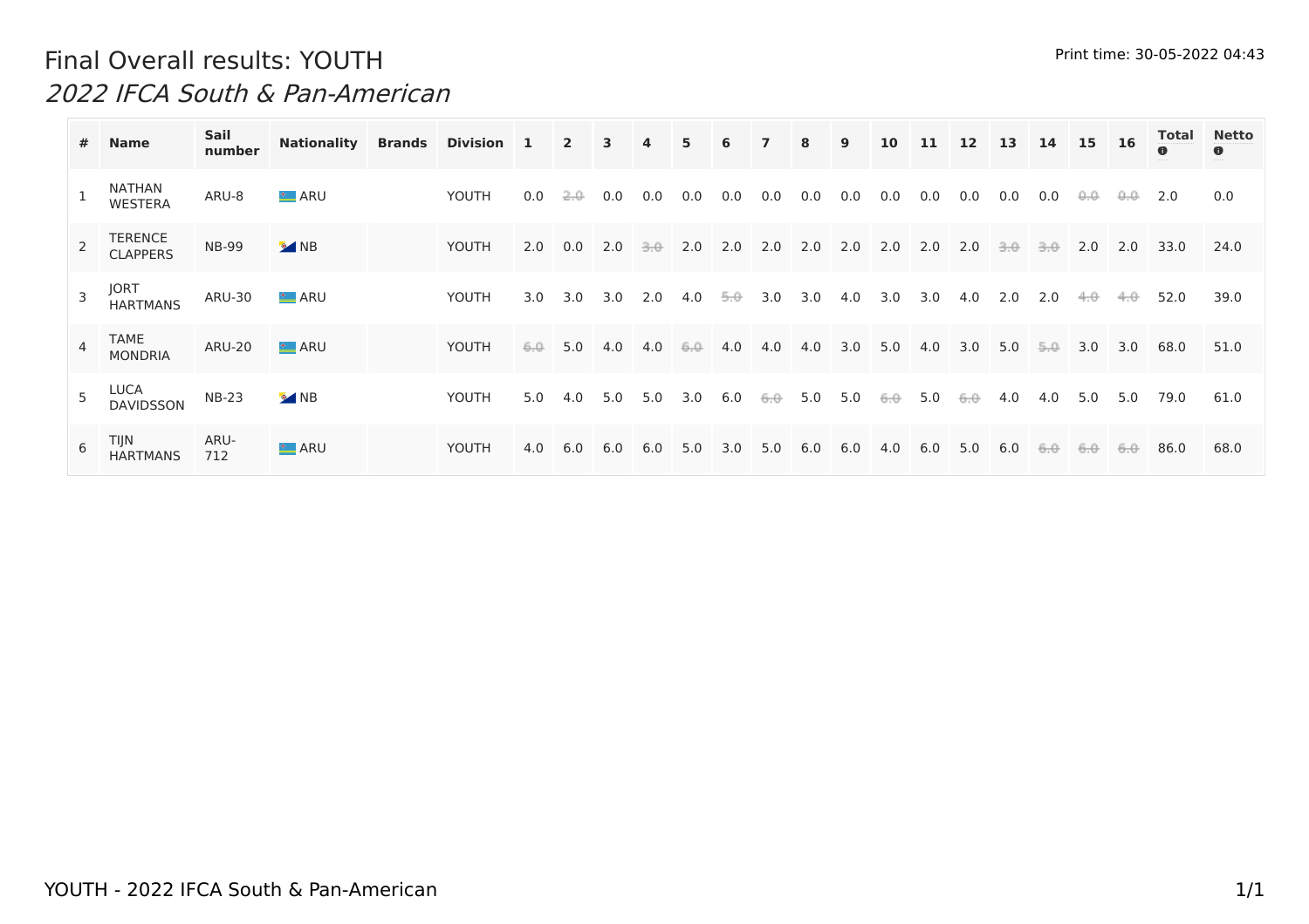# Final Overall results: YOUTH

*2022 IFCA South & Pan-American*

Print time: 30-05-2022 04:43

| # | Name | Sail number | Nationality | Brands | Division | 1 | 2 | 3 | 4 | 5 | 6 | 7 | 8 | 9 | 10 | 11 | 12 | 13 | 14 | 15 | 16 | Total | Netto |
|---|---|---|---|---|---|---|---|---|---|---|---|---|---|---|---|---|---|---|---|---|---|---|---|
| 1 | NATHAN WESTERA | ARU-8 | ARU | | YOUTH | 0.0 | ~~2.0~~ | 0.0 | 0.0 | 0.0 | 0.0 | 0.0 | 0.0 | 0.0 | 0.0 | 0.0 | 0.0 | 0.0 | 0.0 | ~~0.0~~ | ~~0.0~~ | 2.0 | 0.0 |
| 2 | TERENCE CLAPPERS | NB-99 | NB | | YOUTH | 2.0 | 0.0 | 2.0 | ~~3.0~~ | 2.0 | 2.0 | 2.0 | 2.0 | 2.0 | 2.0 | 2.0 | 2.0 | ~~3.0~~ | ~~3.0~~ | 2.0 | 2.0 | 33.0 | 24.0 |
| 3 | JORT HARTMANS | ARU-30 | ARU | | YOUTH | 3.0 | 3.0 | 3.0 | 2.0 | 4.0 | ~~5.0~~ | 3.0 | 3.0 | 4.0 | 3.0 | 3.0 | 4.0 | 2.0 | 2.0 | ~~4.0~~ | ~~4.0~~ | 52.0 | 39.0 |
| 4 | TAME MONDRIA | ARU-20 | ARU | | YOUTH | ~~6.0~~ | 5.0 | 4.0 | 4.0 | ~~6.0~~ | 4.0 | 4.0 | 4.0 | 3.0 | 5.0 | 4.0 | 3.0 | 5.0 | ~~5.0~~ | 3.0 | 3.0 | 68.0 | 51.0 |
| 5 | LUCA DAVIDSSON | NB-23 | NB | | YOUTH | 5.0 | 4.0 | 5.0 | 5.0 | 3.0 | 6.0 | ~~6.0~~ | 5.0 | 5.0 | ~~6.0~~ | 5.0 | ~~6.0~~ | 4.0 | 4.0 | 5.0 | 5.0 | 79.0 | 61.0 |
| 6 | TIJN HARTMANS | ARU-712 | ARU | | YOUTH | 4.0 | 6.0 | 6.0 | 6.0 | 5.0 | 3.0 | 5.0 | 6.0 | 6.0 | 4.0 | 6.0 | 5.0 | 6.0 | ~~6.0~~ | ~~6.0~~ | ~~6.0~~ | 86.0 | 68.0 |